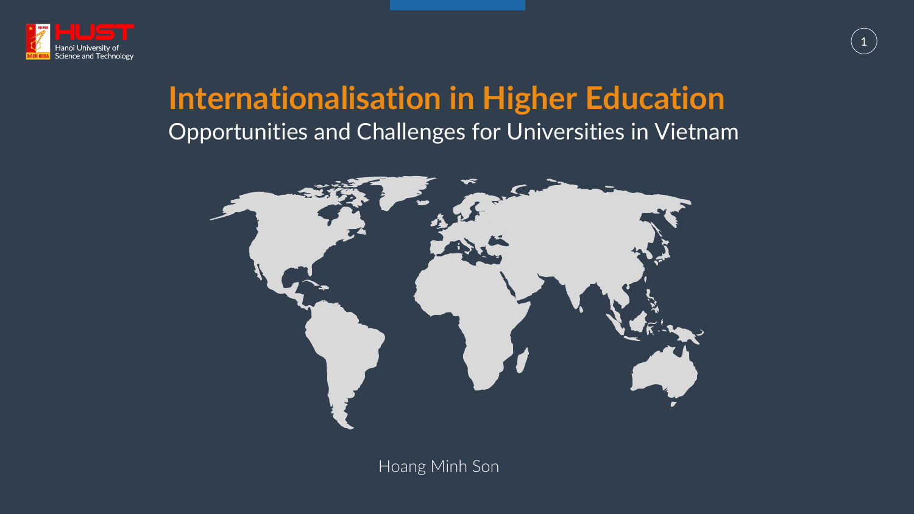# Internationalisation in Higher Education

## Opportunities and Challenges for Universities in Vietnam

Hoang Minh Son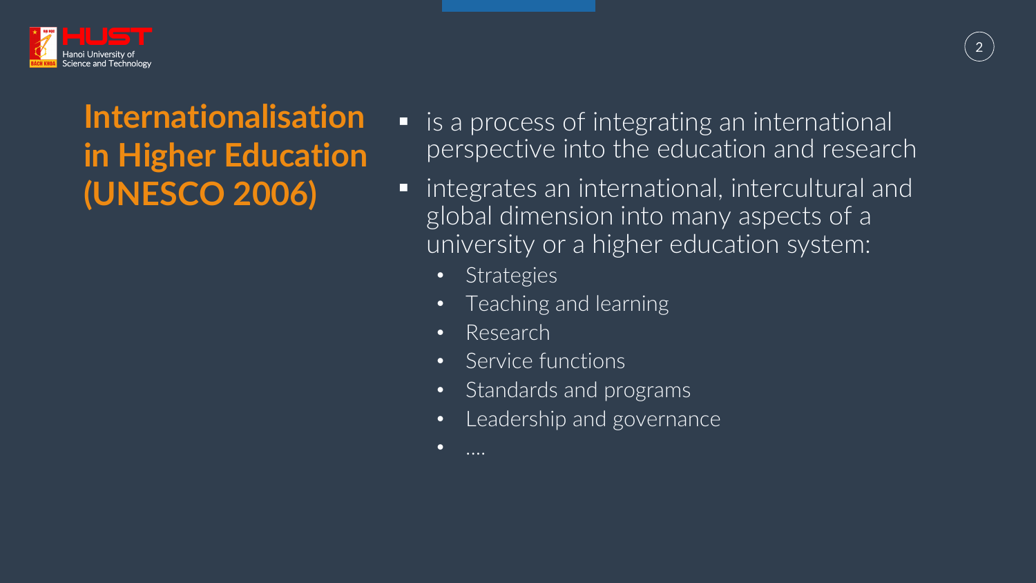## Internationalisation in Higher Education (UNESCO 2006)

- is a process of integrating an international perspective into the education and research
- integrates an international, intercultural and global dimension into many aspects of a university or a higher education system:
  - Strategies
  - Teaching and learning
  - Research
  - Service functions
  - Standards and programs
  - Leadership and governance
  - ....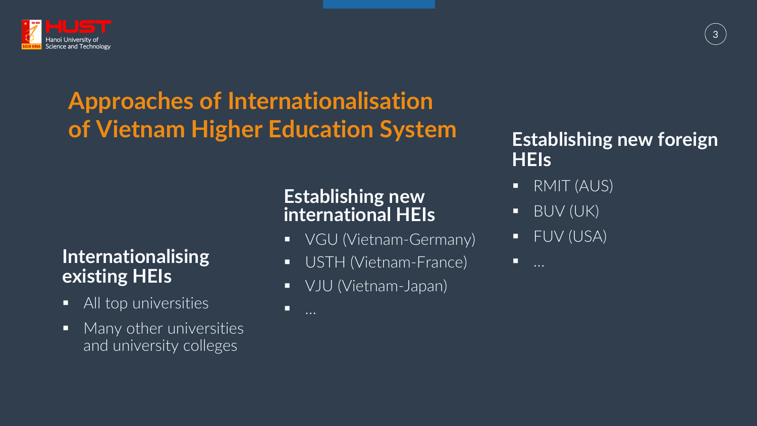# Approaches of Internationalisation of Vietnam Higher Education System

## Internationalising existing HEIs

- All top universities
- Many other universities and university colleges

## Establishing new international HEIs

- VGU (Vietnam-Germany)
- USTH (Vietnam-France)
- VJU (Vietnam-Japan)
- …

## Establishing new foreign HEIs

- RMIT (AUS)
- BUV (UK)
- FUV (USA)
- …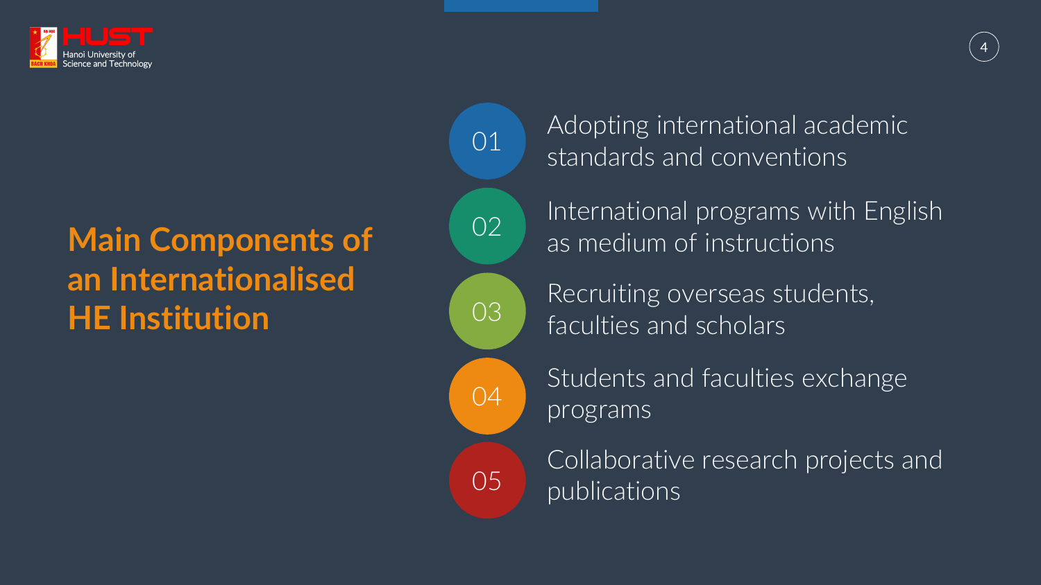## Main Components of an Internationalised HE Institution

01. Adopting international academic standards and conventions
02. International programs with English as medium of instructions
03. Recruiting overseas students, faculties and scholars
04. Students and faculties exchange programs
05. Collaborative research projects and publications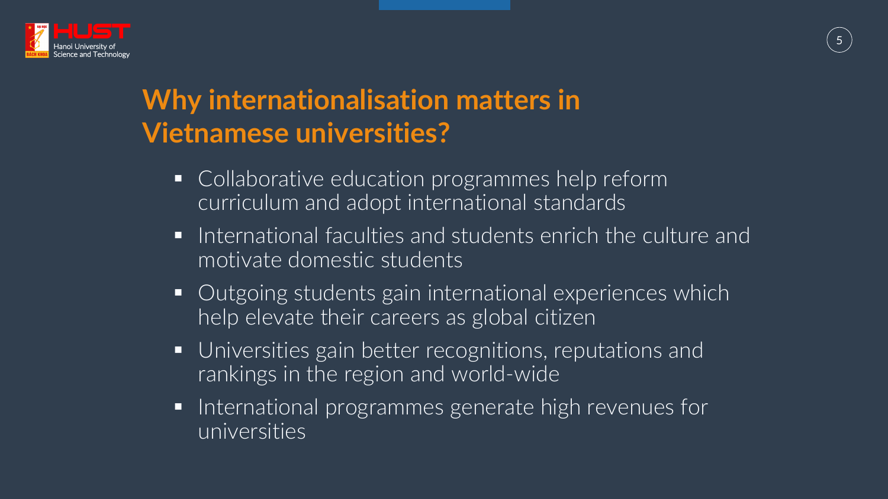# Why internationalisation matters in Vietnamese universities?

- Collaborative education programmes help reform curriculum and adopt international standards
- International faculties and students enrich the culture and motivate domestic students
- Outgoing students gain international experiences which help elevate their careers as global citizen
- Universities gain better recognitions, reputations and rankings in the region and world-wide
- International programmes generate high revenues for universities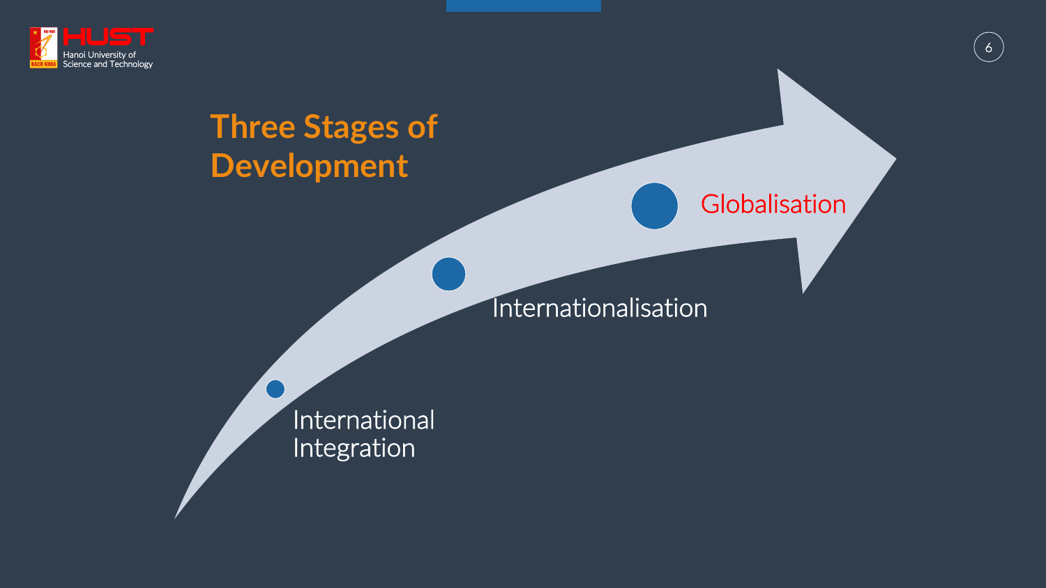# Three Stages of Development

- International Integration
- Internationalisation
- Globalisation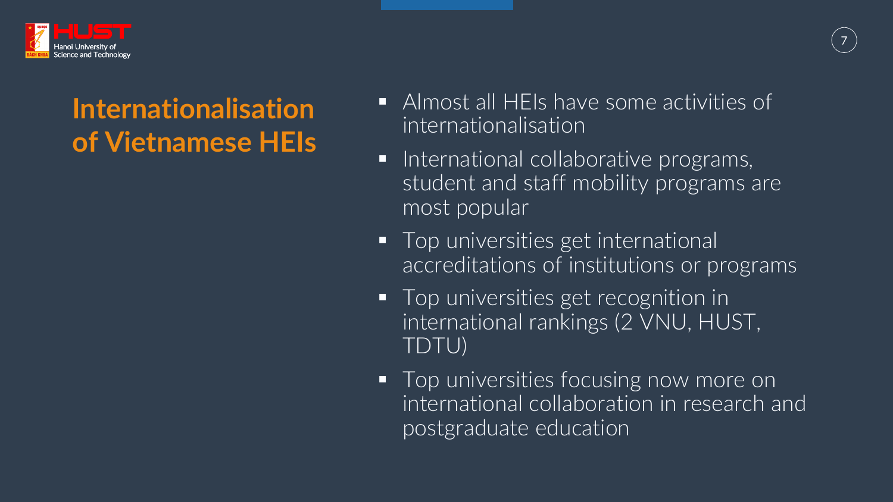# Internationalisation of Vietnamese HEIs

- Almost all HEIs have some activities of internationalisation
- International collaborative programs, student and staff mobility programs are most popular
- Top universities get international accreditations of institutions or programs
- Top universities get recognition in international rankings (2 VNU, HUST, TDTU)
- Top universities focusing now more on international collaboration in research and postgraduate education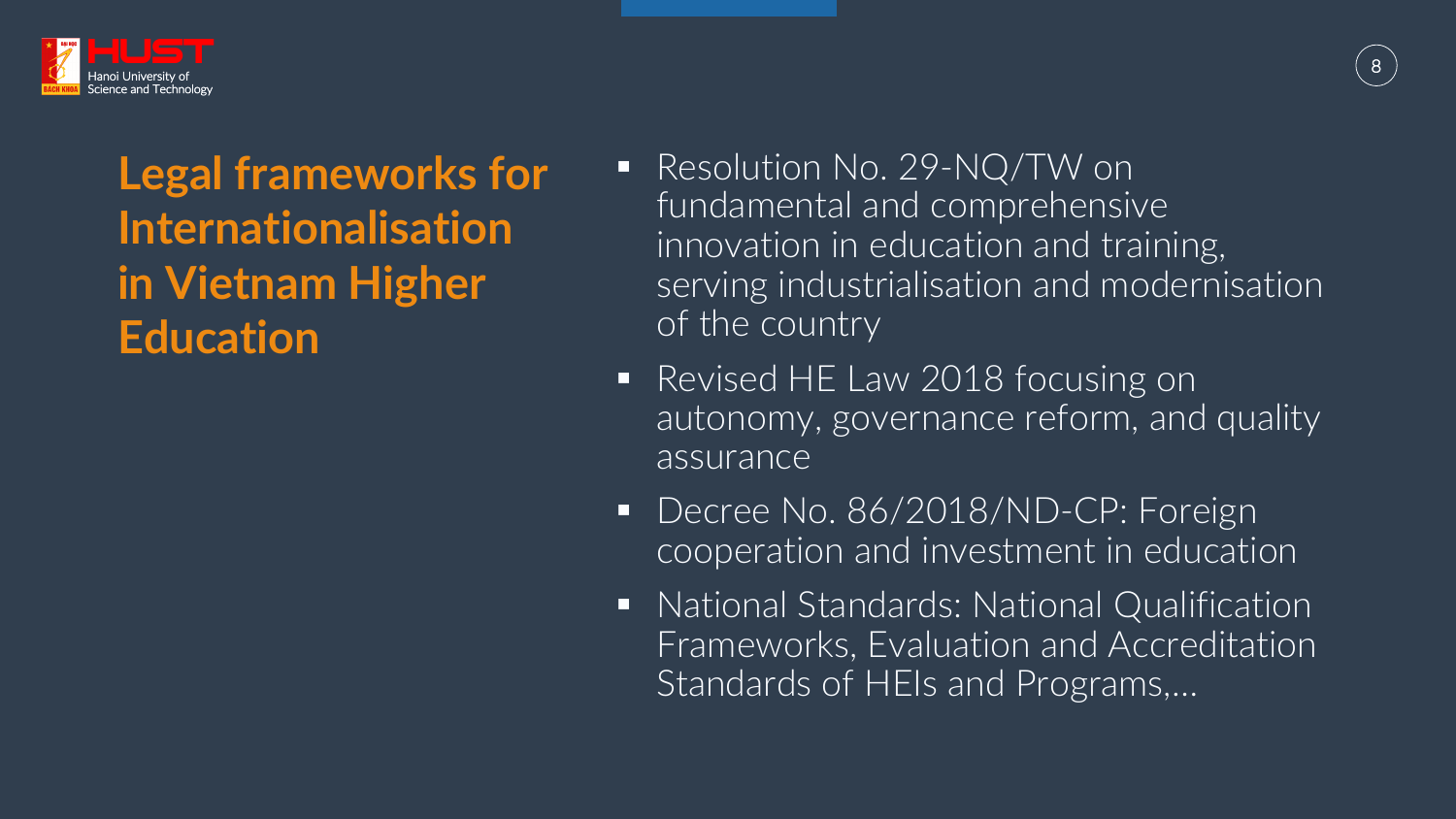## Legal frameworks for Internationalisation in Vietnam Higher Education

- Resolution No. 29-NQ/TW on fundamental and comprehensive innovation in education and training, serving industrialisation and modernisation of the country
- Revised HE Law 2018 focusing on autonomy, governance reform, and quality assurance
- Decree No. 86/2018/ND-CP: Foreign cooperation and investment in education
- National Standards: National Qualification Frameworks, Evaluation and Accreditation Standards of HEIs and Programs,...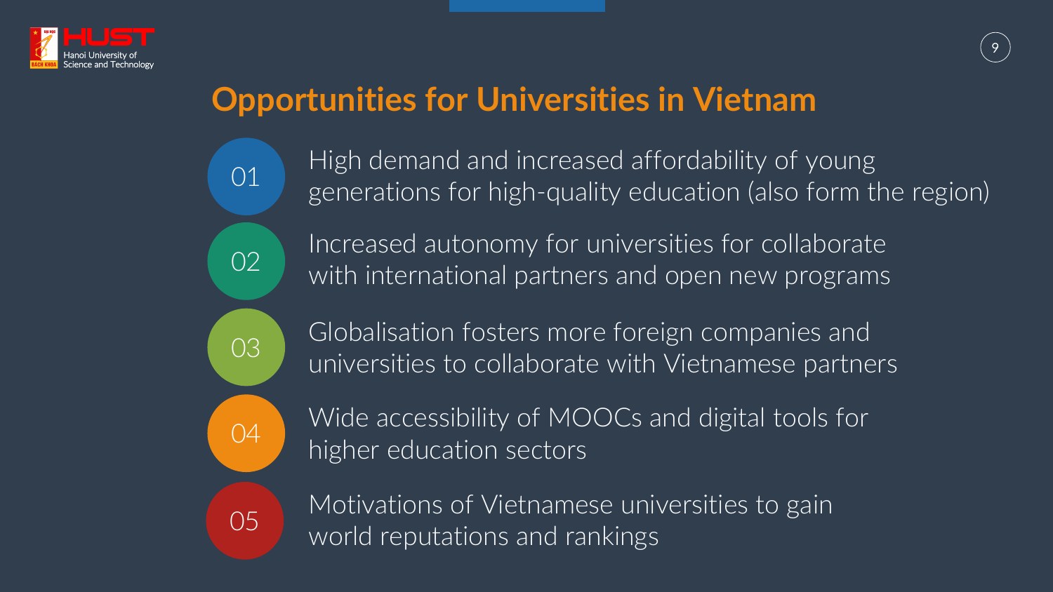# Opportunities for Universities in Vietnam

01 High demand and increased affordability of young generations for high-quality education (also form the region)

02 Increased autonomy for universities for collaborate with international partners and open new programs

03 Globalisation fosters more foreign companies and universities to collaborate with Vietnamese partners

04 Wide accessibility of MOOCs and digital tools for higher education sectors

05 Motivations of Vietnamese universities to gain world reputations and rankings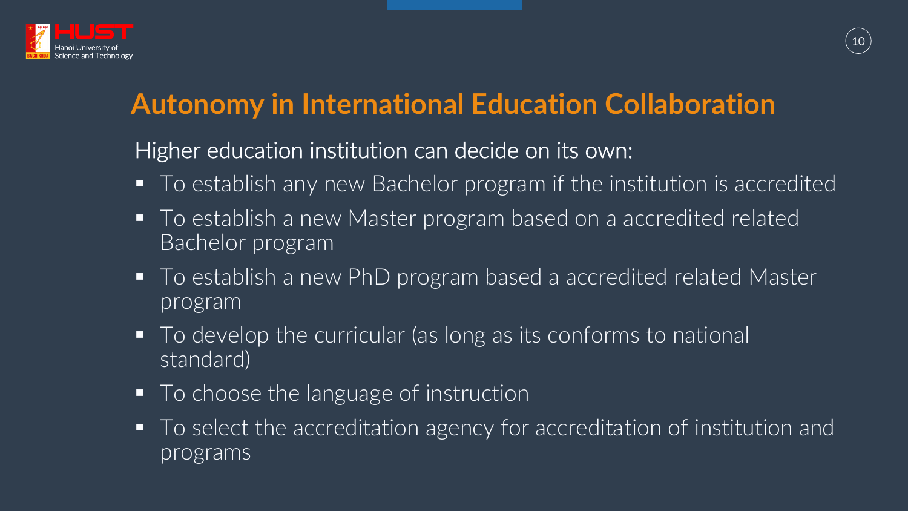# Autonomy in International Education Collaboration

Higher education institution can decide on its own:

- To establish any new Bachelor program if the institution is accredited
- To establish a new Master program based on a accredited related Bachelor program
- To establish a new PhD program based a accredited related Master program
- To develop the curricular (as long as its conforms to national standard)
- To choose the language of instruction
- To select the accreditation agency for accreditation of institution and programs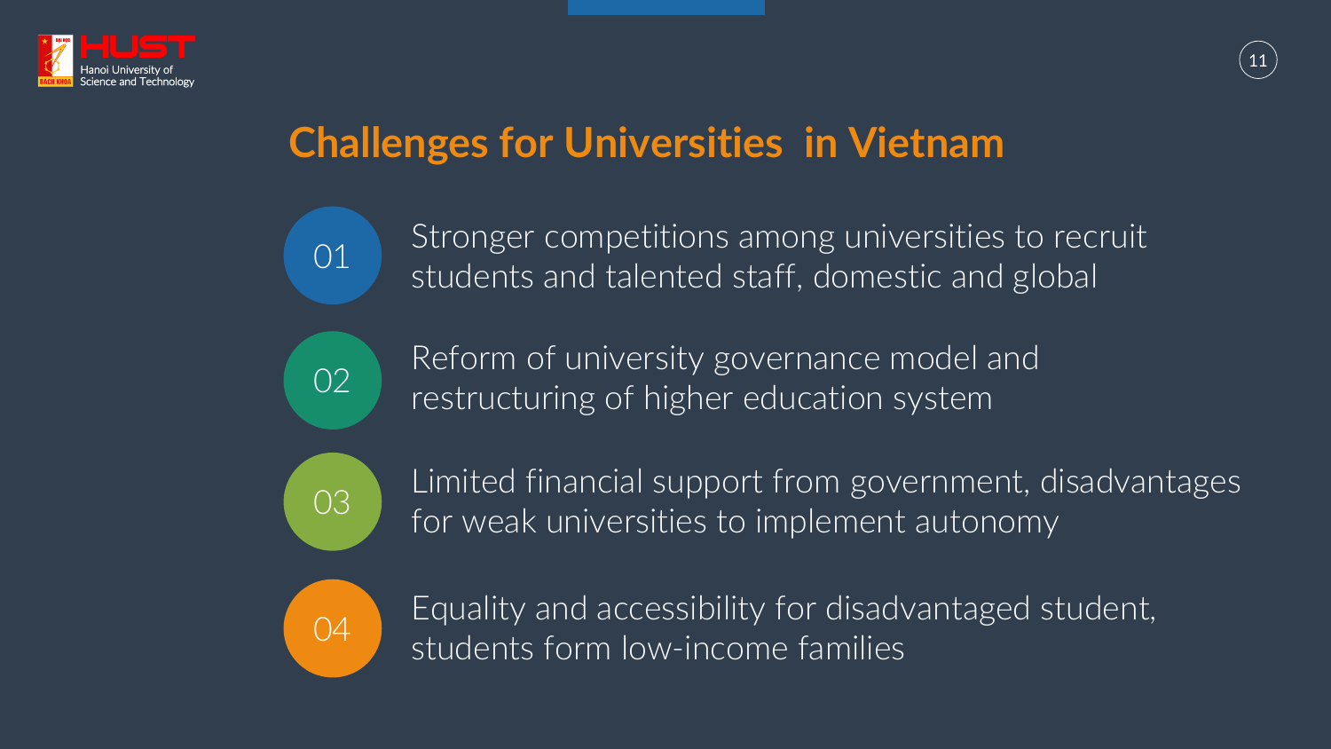# Challenges for Universities in Vietnam

01. Stronger competitions among universities to recruit students and talented staff, domestic and global

02. Reform of university governance model and restructuring of higher education system

03. Limited financial support from government, disadvantages for weak universities to implement autonomy

04. Equality and accessibility for disadvantaged student, students form low-income families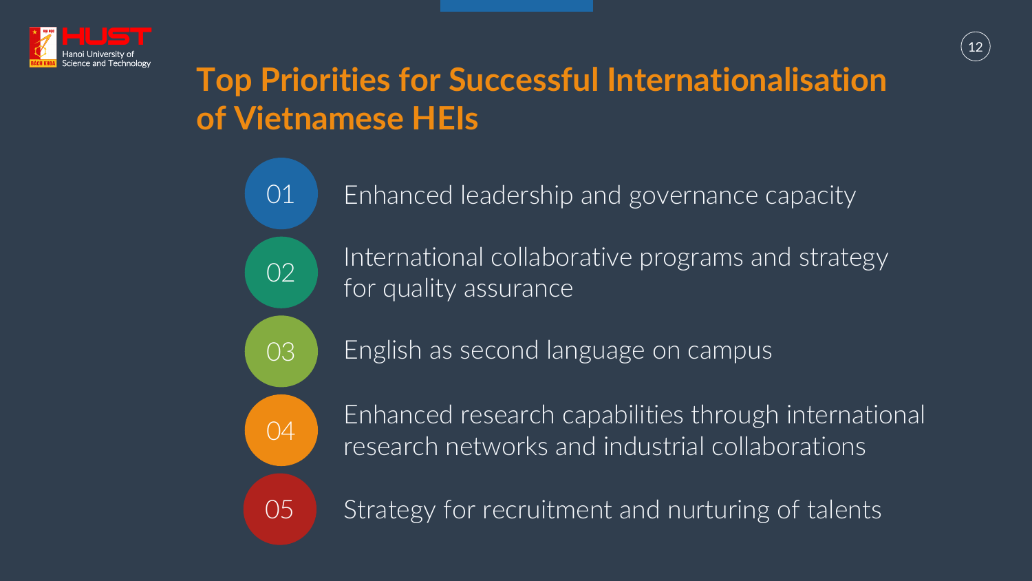# Top Priorities for Successful Internationalisation of Vietnamese HEIs

01. Enhanced leadership and governance capacity
02. International collaborative programs and strategy for quality assurance
03. English as second language on campus
04. Enhanced research capabilities through international research networks and industrial collaborations
05. Strategy for recruitment and nurturing of talents